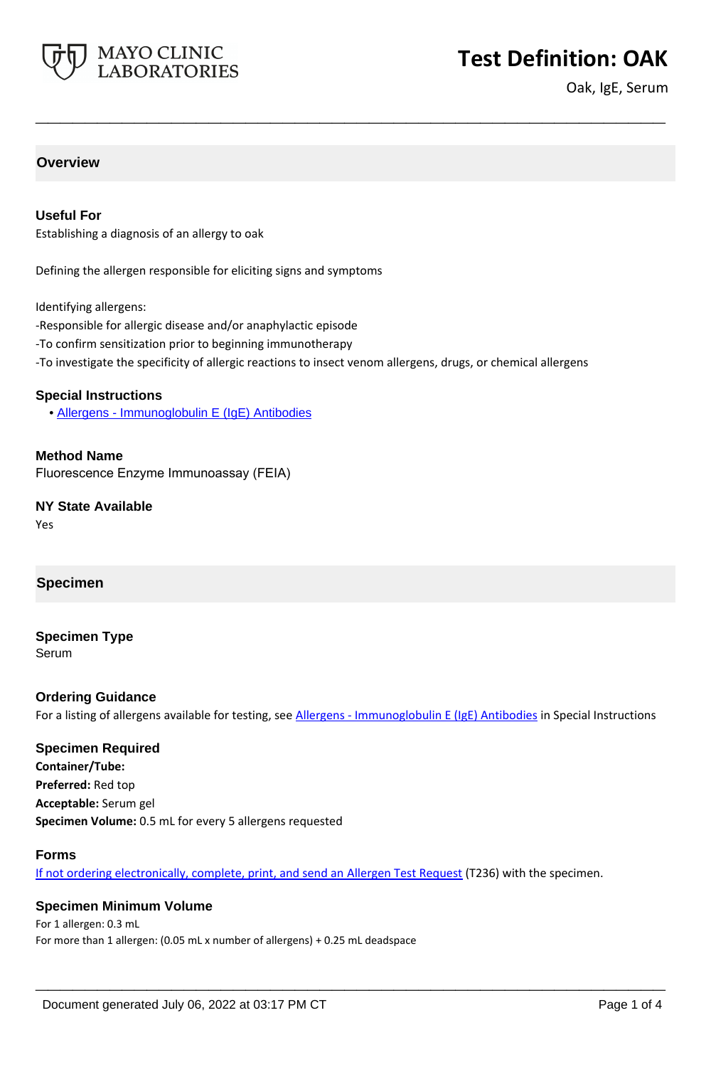# Test Definition: OAK

Oak, IgE, Serum

## Overview

### Useful For

Establishing a diagnosis of an allergy to oak

Defining the allergen responsible for eliciting signs and symptoms

Identifying allergens:

-Responsible for allergic disease and/or anaphylactic episode

-To confirm sensitization prior to beginning immunotherapy

-To investigate the specificity of allergic reactions to insect venom allergens, drugs, or chemical allergens

### Special Instructions

- Allergens - Immunoglobulin E (IgE) Antibodies

### Method Name

Fluorescence Enzyme Immunoassay (FEIA)

### NY State Available

Yes

## Specimen

### Specimen Type

Serum

### Ordering Guidance

For a listing of allergens available for testing, see Allergens - Immunoglobulin E (IgE) Antibodies in Special Instructions

### Specimen Required

**Container/Tube:**

**Preferred:** Red top

**Acceptable:** Serum gel

**Specimen Volume:** 0.5 mL for every 5 allergens requested

### Forms

If not ordering electronically, complete, print, and send an Allergen Test Request (T236) with the specimen.

### Specimen Minimum Volume

For 1 allergen: 0.3 mL

For more than 1 allergen: (0.05 mL x number of allergens) + 0.25 mL deadspace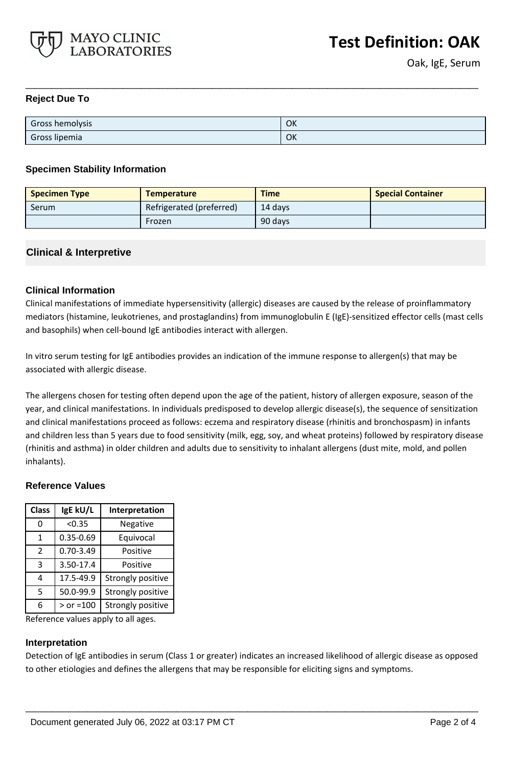## Reject Due To

| | |
|---|---|
| Gross hemolysis | OK |
| Gross lipemia | OK |

## Specimen Stability Information

| Specimen Type | Temperature | Time | Special Container |
|---|---|---|---|
| Serum | Refrigerated (preferred) | 14 days | |
| | Frozen | 90 days | |

# Clinical & Interpretive

## Clinical Information

Clinical manifestations of immediate hypersensitivity (allergic) diseases are caused by the release of proinflammatory mediators (histamine, leukotrienes, and prostaglandins) from immunoglobulin E (IgE)-sensitized effector cells (mast cells and basophils) when cell-bound IgE antibodies interact with allergen.

In vitro serum testing for IgE antibodies provides an indication of the immune response to allergen(s) that may be associated with allergic disease.

The allergens chosen for testing often depend upon the age of the patient, history of allergen exposure, season of the year, and clinical manifestations. In individuals predisposed to develop allergic disease(s), the sequence of sensitization and clinical manifestations proceed as follows: eczema and respiratory disease (rhinitis and bronchospasm) in infants and children less than 5 years due to food sensitivity (milk, egg, soy, and wheat proteins) followed by respiratory disease (rhinitis and asthma) in older children and adults due to sensitivity to inhalant allergens (dust mite, mold, and pollen inhalants).

## Reference Values

| Class | IgE kU/L | Interpretation |
|---|---|---|
| 0 | <0.35 | Negative |
| 1 | 0.35-0.69 | Equivocal |
| 2 | 0.70-3.49 | Positive |
| 3 | 3.50-17.4 | Positive |
| 4 | 17.5-49.9 | Strongly positive |
| 5 | 50.0-99.9 | Strongly positive |
| 6 | > or =100 | Strongly positive |

Reference values apply to all ages.

## Interpretation

Detection of IgE antibodies in serum (Class 1 or greater) indicates an increased likelihood of allergic disease as opposed to other etiologies and defines the allergens that may be responsible for eliciting signs and symptoms.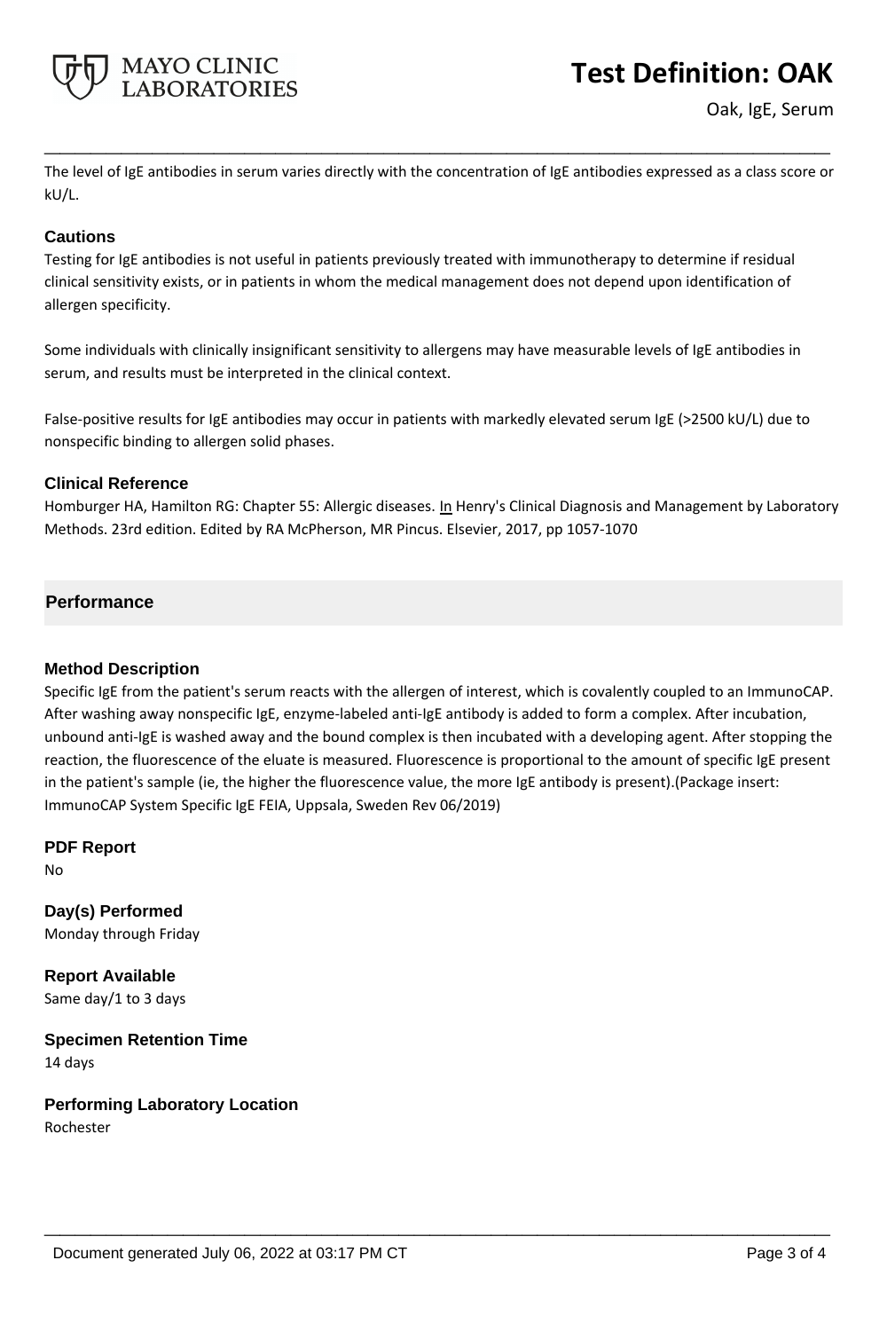The level of IgE antibodies in serum varies directly with the concentration of IgE antibodies expressed as a class score or kU/L.

### Cautions

Testing for IgE antibodies is not useful in patients previously treated with immunotherapy to determine if residual clinical sensitivity exists, or in patients in whom the medical management does not depend upon identification of allergen specificity.

Some individuals with clinically insignificant sensitivity to allergens may have measurable levels of IgE antibodies in serum, and results must be interpreted in the clinical context.

False-positive results for IgE antibodies may occur in patients with markedly elevated serum IgE (>2500 kU/L) due to nonspecific binding to allergen solid phases.

### Clinical Reference

Homburger HA, Hamilton RG: Chapter 55: Allergic diseases. In Henry's Clinical Diagnosis and Management by Laboratory Methods. 23rd edition. Edited by RA McPherson, MR Pincus. Elsevier, 2017, pp 1057-1070

## Performance

### Method Description

Specific IgE from the patient's serum reacts with the allergen of interest, which is covalently coupled to an ImmunoCAP. After washing away nonspecific IgE, enzyme-labeled anti-IgE antibody is added to form a complex. After incubation, unbound anti-IgE is washed away and the bound complex is then incubated with a developing agent. After stopping the reaction, the fluorescence of the eluate is measured. Fluorescence is proportional to the amount of specific IgE present in the patient's sample (ie, the higher the fluorescence value, the more IgE antibody is present).(Package insert: ImmunoCAP System Specific IgE FEIA, Uppsala, Sweden Rev 06/2019)

### PDF Report

No

### Day(s) Performed

Monday through Friday

### Report Available

Same day/1 to 3 days

### Specimen Retention Time

14 days

### Performing Laboratory Location

Rochester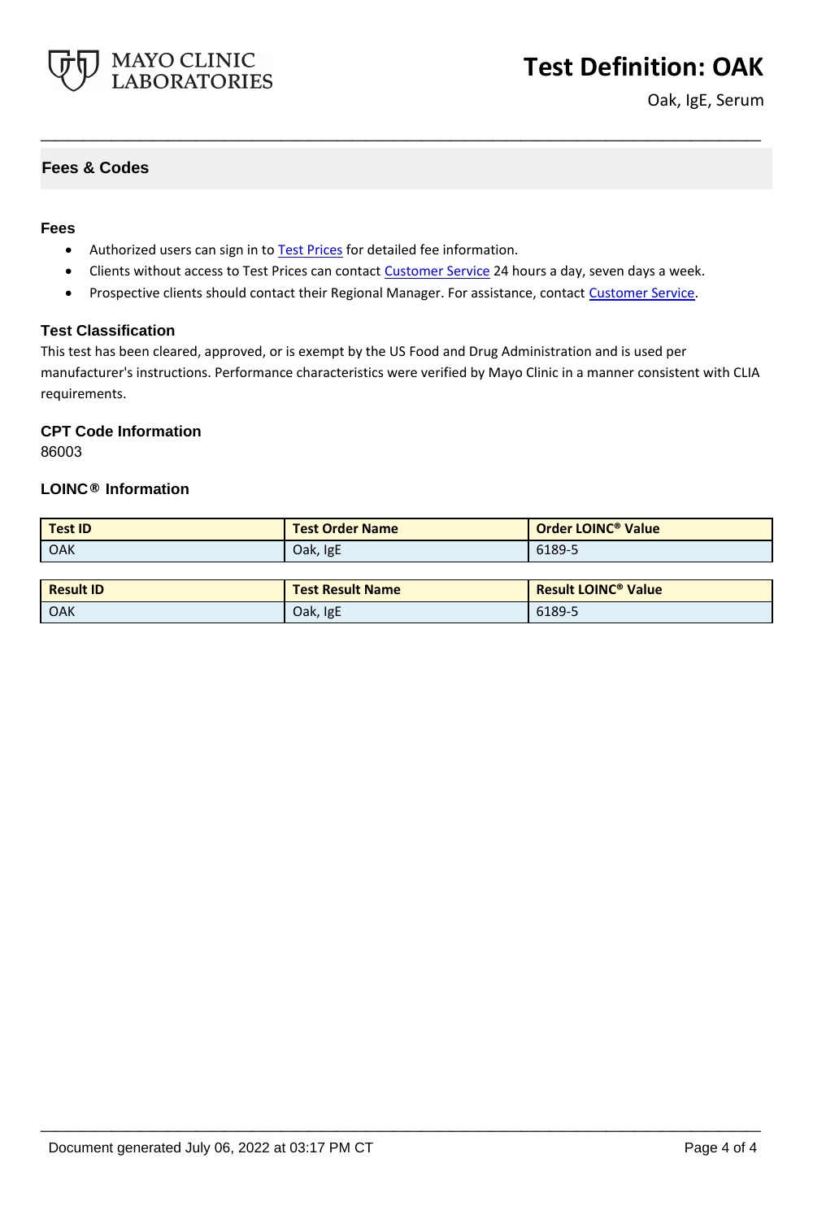## Fees & Codes

### Fees

- Authorized users can sign in to Test Prices for detailed fee information.
- Clients without access to Test Prices can contact Customer Service 24 hours a day, seven days a week.
- Prospective clients should contact their Regional Manager. For assistance, contact Customer Service.

### Test Classification

This test has been cleared, approved, or is exempt by the US Food and Drug Administration and is used per manufacturer's instructions. Performance characteristics were verified by Mayo Clinic in a manner consistent with CLIA requirements.

### CPT Code Information

86003

### LOINC® Information

| Test ID | Test Order Name | Order LOINC® Value |
| --- | --- | --- |
| OAK | Oak, IgE | 6189-5 |

| Result ID | Test Result Name | Result LOINC® Value |
| --- | --- | --- |
| OAK | Oak, IgE | 6189-5 |